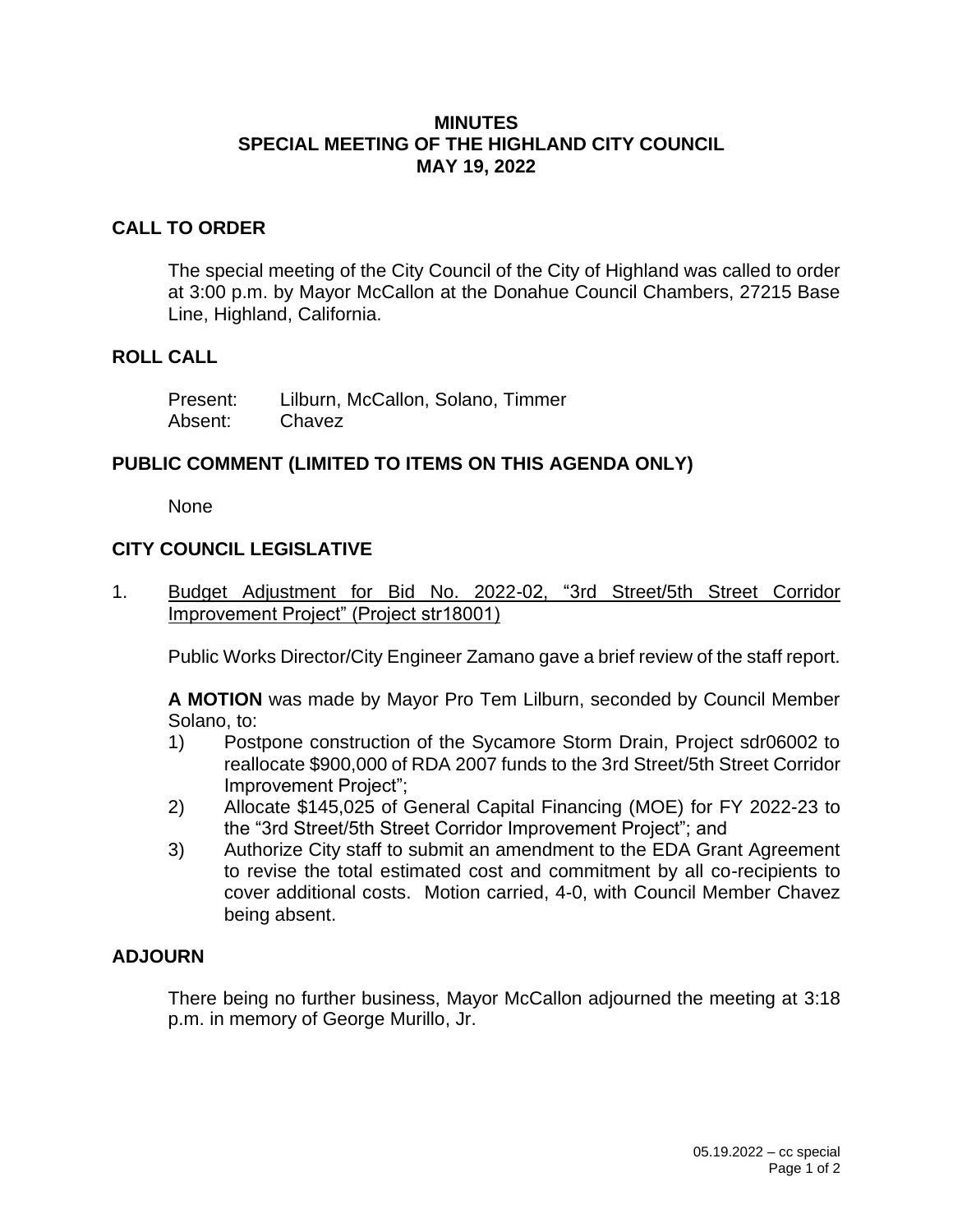# MINUTES
# SPECIAL MEETING OF THE HIGHLAND CITY COUNCIL
# MAY 19, 2022

## CALL TO ORDER

The special meeting of the City Council of the City of Highland was called to order at 3:00 p.m. by Mayor McCallon at the Donahue Council Chambers, 27215 Base Line, Highland, California.

## ROLL CALL

Present: Lilburn, McCallon, Solano, Timmer
Absent: Chavez

## PUBLIC COMMENT (LIMITED TO ITEMS ON THIS AGENDA ONLY)

None

## CITY COUNCIL LEGISLATIVE

1. Budget Adjustment for Bid No. 2022-02, "3rd Street/5th Street Corridor Improvement Project" (Project str18001)

   Public Works Director/City Engineer Zamano gave a brief review of the staff report.

   **A MOTION** was made by Mayor Pro Tem Lilburn, seconded by Council Member Solano, to:

   1) Postpone construction of the Sycamore Storm Drain, Project sdr06002 to reallocate $900,000 of RDA 2007 funds to the 3rd Street/5th Street Corridor Improvement Project";
   2) Allocate $145,025 of General Capital Financing (MOE) for FY 2022-23 to the "3rd Street/5th Street Corridor Improvement Project"; and
   3) Authorize City staff to submit an amendment to the EDA Grant Agreement to revise the total estimated cost and commitment by all co-recipients to cover additional costs. Motion carried, 4-0, with Council Member Chavez being absent.

## ADJOURN

There being no further business, Mayor McCallon adjourned the meeting at 3:18 p.m. in memory of George Murillo, Jr.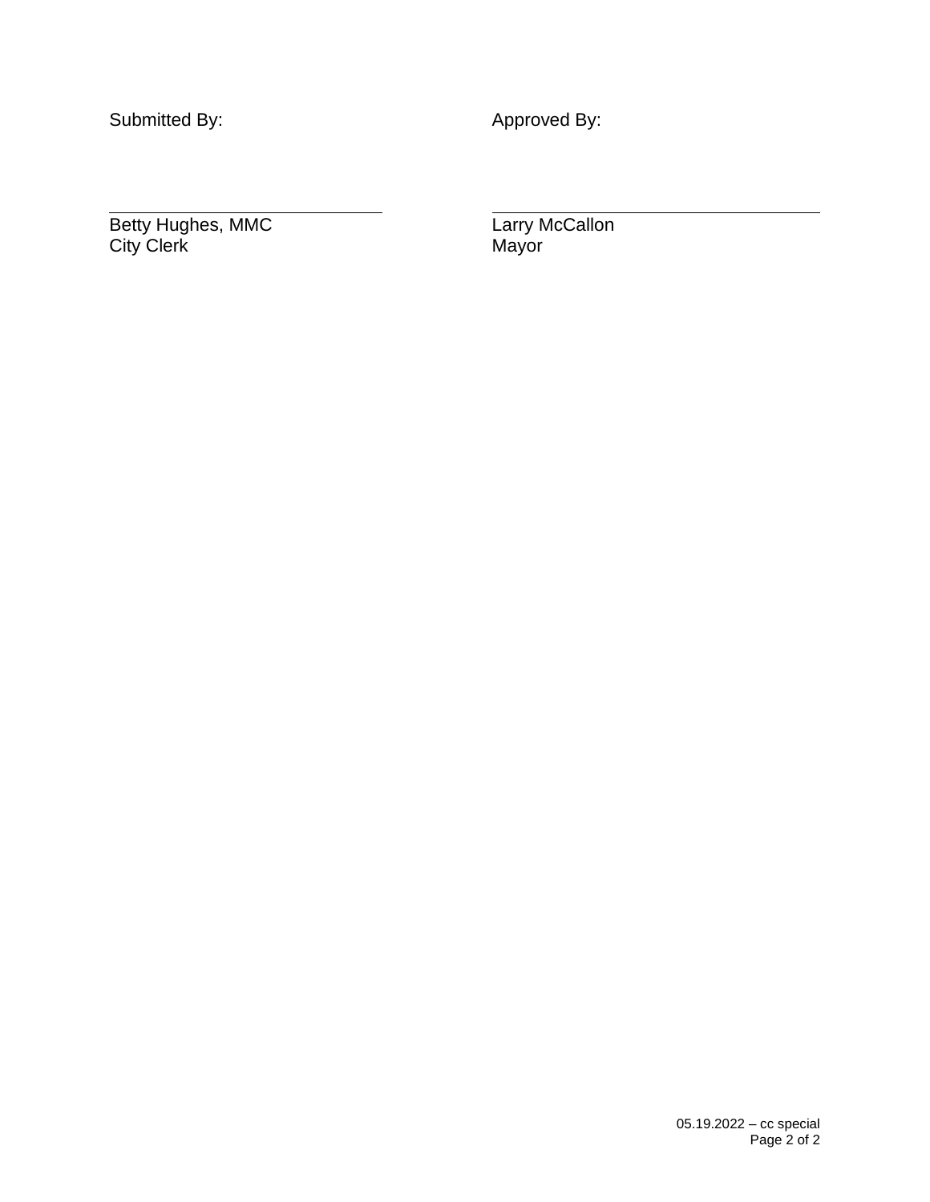| Submitted By: | Approved By: |
| --- | --- |
| ______________________________ | ______________________________ |
| Betty Hughes, MMC | Larry McCallon |
| City Clerk | Mayor |